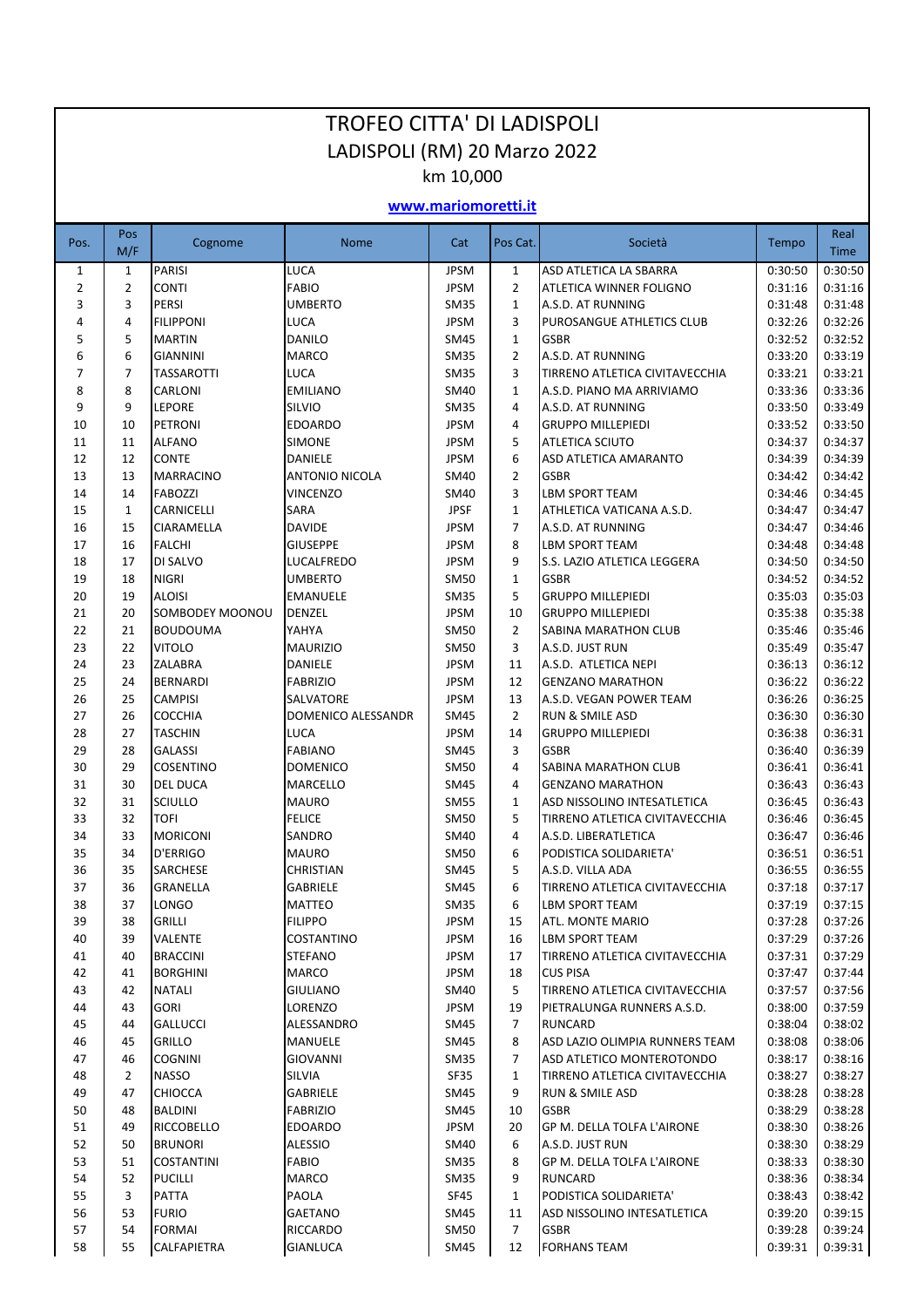# TROFEO CITTA' DI LADISPOLI

## LADISPOLI (RM) 20 Marzo 2022

### km 10,000

**www.mariomoretti.it**

| Pos. | Pos M/F | Cognome | Nome | Cat | Pos Cat. | Società | Tempo | Real Time |
|---|---|---|---|---|---|---|---|---|
| 1 | 1 | PARISI | LUCA | JPSM | 1 | ASD ATLETICA LA SBARRA | 0:30:50 | 0:30:50 |
| 2 | 2 | CONTI | FABIO | JPSM | 2 | ATLETICA WINNER FOLIGNO | 0:31:16 | 0:31:16 |
| 3 | 3 | PERSI | UMBERTO | SM35 | 1 | A.S.D. AT RUNNING | 0:31:48 | 0:31:48 |
| 4 | 4 | FILIPPONI | LUCA | JPSM | 3 | PUROSANGUE ATHLETICS CLUB | 0:32:26 | 0:32:26 |
| 5 | 5 | MARTIN | DANILO | SM45 | 1 | GSBR | 0:32:52 | 0:32:52 |
| 6 | 6 | GIANNINI | MARCO | SM35 | 2 | A.S.D. AT RUNNING | 0:33:20 | 0:33:19 |
| 7 | 7 | TASSAROTTI | LUCA | SM35 | 3 | TIRRENO ATLETICA CIVITAVECCHIA | 0:33:21 | 0:33:21 |
| 8 | 8 | CARLONI | EMILIANO | SM40 | 1 | A.S.D. PIANO MA ARRIVIAMO | 0:33:36 | 0:33:36 |
| 9 | 9 | LEPORE | SILVIO | SM35 | 4 | A.S.D. AT RUNNING | 0:33:50 | 0:33:49 |
| 10 | 10 | PETRONI | EDOARDO | JPSM | 4 | GRUPPO MILLEPIEDI | 0:33:52 | 0:33:50 |
| 11 | 11 | ALFANO | SIMONE | JPSM | 5 | ATLETICA SCIUTO | 0:34:37 | 0:34:37 |
| 12 | 12 | CONTE | DANIELE | JPSM | 6 | ASD ATLETICA AMARANTO | 0:34:39 | 0:34:39 |
| 13 | 13 | MARRACINO | ANTONIO NICOLA | SM40 | 2 | GSBR | 0:34:42 | 0:34:42 |
| 14 | 14 | FABOZZI | VINCENZO | SM40 | 3 | LBM SPORT TEAM | 0:34:46 | 0:34:45 |
| 15 | 1 | CARNICELLI | SARA | JPSF | 1 | ATHLETICA VATICANA A.S.D. | 0:34:47 | 0:34:47 |
| 16 | 15 | CIARAMELLA | DAVIDE | JPSM | 7 | A.S.D. AT RUNNING | 0:34:47 | 0:34:46 |
| 17 | 16 | FALCHI | GIUSEPPE | JPSM | 8 | LBM SPORT TEAM | 0:34:48 | 0:34:48 |
| 18 | 17 | DI SALVO | LUCALFREDO | JPSM | 9 | S.S. LAZIO ATLETICA LEGGERA | 0:34:50 | 0:34:50 |
| 19 | 18 | NIGRI | UMBERTO | SM50 | 1 | GSBR | 0:34:52 | 0:34:52 |
| 20 | 19 | ALOISI | EMANUELE | SM35 | 5 | GRUPPO MILLEPIEDI | 0:35:03 | 0:35:03 |
| 21 | 20 | SOMBODEY MOONOU | DENZEL | JPSM | 10 | GRUPPO MILLEPIEDI | 0:35:38 | 0:35:38 |
| 22 | 21 | BOUDOUMA | YAHYA | SM50 | 2 | SABINA MARATHON CLUB | 0:35:46 | 0:35:46 |
| 23 | 22 | VITOLO | MAURIZIO | SM50 | 3 | A.S.D. JUST RUN | 0:35:49 | 0:35:47 |
| 24 | 23 | ZALABRA | DANIELE | JPSM | 11 | A.S.D. ATLETICA NEPI | 0:36:13 | 0:36:12 |
| 25 | 24 | BERNARDI | FABRIZIO | JPSM | 12 | GENZANO MARATHON | 0:36:22 | 0:36:22 |
| 26 | 25 | CAMPISI | SALVATORE | JPSM | 13 | A.S.D. VEGAN POWER TEAM | 0:36:26 | 0:36:25 |
| 27 | 26 | COCCHIA | DOMENICO ALESSANDR | SM45 | 2 | RUN & SMILE ASD | 0:36:30 | 0:36:30 |
| 28 | 27 | TASCHIN | LUCA | JPSM | 14 | GRUPPO MILLEPIEDI | 0:36:38 | 0:36:31 |
| 29 | 28 | GALASSI | FABIANO | SM45 | 3 | GSBR | 0:36:40 | 0:36:39 |
| 30 | 29 | COSENTINO | DOMENICO | SM50 | 4 | SABINA MARATHON CLUB | 0:36:41 | 0:36:41 |
| 31 | 30 | DEL DUCA | MARCELLO | SM45 | 4 | GENZANO MARATHON | 0:36:43 | 0:36:43 |
| 32 | 31 | SCIULLO | MAURO | SM55 | 1 | ASD NISSOLINO INTESATLETICA | 0:36:45 | 0:36:43 |
| 33 | 32 | TOFI | FELICE | SM50 | 5 | TIRRENO ATLETICA CIVITAVECCHIA | 0:36:46 | 0:36:45 |
| 34 | 33 | MORICONI | SANDRO | SM40 | 4 | A.S.D. LIBERATLETICA | 0:36:47 | 0:36:46 |
| 35 | 34 | D'ERRIGO | MAURO | SM50 | 6 | PODISTICA SOLIDARIETA' | 0:36:51 | 0:36:51 |
| 36 | 35 | SARCHESE | CHRISTIAN | SM45 | 5 | A.S.D. VILLA ADA | 0:36:55 | 0:36:55 |
| 37 | 36 | GRANELLA | GABRIELE | SM45 | 6 | TIRRENO ATLETICA CIVITAVECCHIA | 0:37:18 | 0:37:17 |
| 38 | 37 | LONGO | MATTEO | SM35 | 6 | LBM SPORT TEAM | 0:37:19 | 0:37:15 |
| 39 | 38 | GRILLI | FILIPPO | JPSM | 15 | ATL. MONTE MARIO | 0:37:28 | 0:37:26 |
| 40 | 39 | VALENTE | COSTANTINO | JPSM | 16 | LBM SPORT TEAM | 0:37:29 | 0:37:26 |
| 41 | 40 | BRACCINI | STEFANO | JPSM | 17 | TIRRENO ATLETICA CIVITAVECCHIA | 0:37:31 | 0:37:29 |
| 42 | 41 | BORGHINI | MARCO | JPSM | 18 | CUS PISA | 0:37:47 | 0:37:44 |
| 43 | 42 | NATALI | GIULIANO | SM40 | 5 | TIRRENO ATLETICA CIVITAVECCHIA | 0:37:57 | 0:37:56 |
| 44 | 43 | GORI | LORENZO | JPSM | 19 | PIETRALUNGA RUNNERS A.S.D. | 0:38:00 | 0:37:59 |
| 45 | 44 | GALLUCCI | ALESSANDRO | SM45 | 7 | RUNCARD | 0:38:04 | 0:38:02 |
| 46 | 45 | GRILLO | MANUELE | SM45 | 8 | ASD LAZIO OLIMPIA RUNNERS TEAM | 0:38:08 | 0:38:06 |
| 47 | 46 | COGNINI | GIOVANNI | SM35 | 7 | ASD ATLETICO MONTEROTONDO | 0:38:17 | 0:38:16 |
| 48 | 2 | NASSO | SILVIA | SF35 | 1 | TIRRENO ATLETICA CIVITAVECCHIA | 0:38:27 | 0:38:27 |
| 49 | 47 | CHIOCCA | GABRIELE | SM45 | 9 | RUN & SMILE ASD | 0:38:28 | 0:38:28 |
| 50 | 48 | BALDINI | FABRIZIO | SM45 | 10 | GSBR | 0:38:29 | 0:38:28 |
| 51 | 49 | RICCOBELLO | EDOARDO | JPSM | 20 | GP M. DELLA TOLFA L'AIRONE | 0:38:30 | 0:38:26 |
| 52 | 50 | BRUNORI | ALESSIO | SM40 | 6 | A.S.D. JUST RUN | 0:38:30 | 0:38:29 |
| 53 | 51 | COSTANTINI | FABIO | SM35 | 8 | GP M. DELLA TOLFA L'AIRONE | 0:38:33 | 0:38:30 |
| 54 | 52 | PUCILLI | MARCO | SM35 | 9 | RUNCARD | 0:38:36 | 0:38:34 |
| 55 | 3 | PATTA | PAOLA | SF45 | 1 | PODISTICA SOLIDARIETA' | 0:38:43 | 0:38:42 |
| 56 | 53 | FURIO | GAETANO | SM45 | 11 | ASD NISSOLINO INTESATLETICA | 0:39:20 | 0:39:15 |
| 57 | 54 | FORMAI | RICCARDO | SM50 | 7 | GSBR | 0:39:28 | 0:39:24 |
| 58 | 55 | CALFAPIETRA | GIANLUCA | SM45 | 12 | FORHANS TEAM | 0:39:31 | 0:39:31 |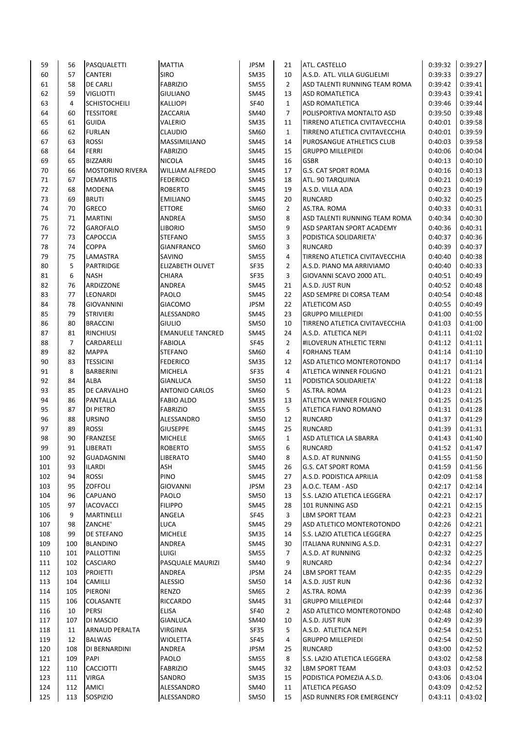| | | | | | | | | |
|---|---|---|---|---|---|---|---|---|
| 59 | 56 | PASQUALETTI | MATTIA | JPSM | 21 | ATL. CASTELLO | 0:39:32 | 0:39:27 |
| 60 | 57 | CANTERI | SIRO | SM35 | 10 | A.S.D. ATL. VILLA GUGLIELMI | 0:39:33 | 0:39:27 |
| 61 | 58 | DE CARLI | FABRIZIO | SM55 | 2 | ASD TALENTI RUNNING TEAM ROMA | 0:39:42 | 0:39:41 |
| 62 | 59 | VIGLIOTTI | GIULIANO | SM45 | 13 | ASD ROMATLETICA | 0:39:43 | 0:39:41 |
| 63 | 4 | SCHISTOCHEILI | KALLIOPI | SF40 | 1 | ASD ROMATLETICA | 0:39:46 | 0:39:44 |
| 64 | 60 | TESSITORE | ZACCARIA | SM40 | 7 | POLISPORTIVA MONTALTO ASD | 0:39:50 | 0:39:48 |
| 65 | 61 | GUIDA | VALERIO | SM35 | 11 | TIRRENO ATLETICA CIVITAVECCHIA | 0:40:01 | 0:39:58 |
| 66 | 62 | FURLAN | CLAUDIO | SM60 | 1 | TIRRENO ATLETICA CIVITAVECCHIA | 0:40:01 | 0:39:59 |
| 67 | 63 | ROSSI | MASSIMILIANO | SM45 | 14 | PUROSANGUE ATHLETICS CLUB | 0:40:03 | 0:39:58 |
| 68 | 64 | FERRI | FABRIZIO | SM45 | 15 | GRUPPO MILLEPIEDI | 0:40:06 | 0:40:04 |
| 69 | 65 | BIZZARRI | NICOLA | SM45 | 16 | GSBR | 0:40:13 | 0:40:10 |
| 70 | 66 | MOSTORINO RIVERA | WILLIAM ALFREDO | SM45 | 17 | G.S. CAT SPORT ROMA | 0:40:16 | 0:40:13 |
| 71 | 67 | DEMARTIS | FEDERICO | SM45 | 18 | ATL. 90 TARQUINIA | 0:40:21 | 0:40:19 |
| 72 | 68 | MODENA | ROBERTO | SM45 | 19 | A.S.D. VILLA ADA | 0:40:23 | 0:40:19 |
| 73 | 69 | BRUTI | EMILIANO | SM45 | 20 | RUNCARD | 0:40:32 | 0:40:25 |
| 74 | 70 | GRECO | ETTORE | SM60 | 2 | AS.TRA. ROMA | 0:40:33 | 0:40:31 |
| 75 | 71 | MARTINI | ANDREA | SM50 | 8 | ASD TALENTI RUNNING TEAM ROMA | 0:40:34 | 0:40:30 |
| 76 | 72 | GAROFALO | LIBORIO | SM50 | 9 | ASD SPARTAN SPORT ACADEMY | 0:40:36 | 0:40:31 |
| 77 | 73 | CAPOCCIA | STEFANO | SM55 | 3 | PODISTICA SOLIDARIETA' | 0:40:37 | 0:40:36 |
| 78 | 74 | COPPA | GIANFRANCO | SM60 | 3 | RUNCARD | 0:40:39 | 0:40:37 |
| 79 | 75 | LAMASTRA | SAVINO | SM55 | 4 | TIRRENO ATLETICA CIVITAVECCHIA | 0:40:40 | 0:40:38 |
| 80 | 5 | PARTRIDGE | ELIZABETH OLIVET | SF35 | 2 | A.S.D. PIANO MA ARRIVIAMO | 0:40:40 | 0:40:33 |
| 81 | 6 | NASH | CHIARA | SF35 | 3 | GIOVANNI SCAVO 2000 ATL. | 0:40:51 | 0:40:49 |
| 82 | 76 | ARDIZZONE | ANDREA | SM45 | 21 | A.S.D. JUST RUN | 0:40:52 | 0:40:48 |
| 83 | 77 | LEONARDI | PAOLO | SM45 | 22 | ASD SEMPRE DI CORSA TEAM | 0:40:54 | 0:40:48 |
| 84 | 78 | GIOVANNINI | GIACOMO | JPSM | 22 | ATLETICOM ASD | 0:40:55 | 0:40:49 |
| 85 | 79 | STRIVIERI | ALESSANDRO | SM45 | 23 | GRUPPO MILLEPIEDI | 0:41:00 | 0:40:55 |
| 86 | 80 | BRACCINI | GIULIO | SM50 | 10 | TIRRENO ATLETICA CIVITAVECCHIA | 0:41:03 | 0:41:00 |
| 87 | 81 | RINCHIUSI | EMANUELE TANCRED | SM45 | 24 | A.S.D. ATLETICA NEPI | 0:41:11 | 0:41:02 |
| 88 | 7 | CARDARELLI | FABIOLA | SF45 | 2 | #ILOVERUN ATHLETIC TERNI | 0:41:12 | 0:41:11 |
| 89 | 82 | MAPPA | STEFANO | SM60 | 4 | FORHANS TEAM | 0:41:14 | 0:41:10 |
| 90 | 83 | TESSICINI | FEDERICO | SM35 | 12 | ASD ATLETICO MONTEROTONDO | 0:41:17 | 0:41:14 |
| 91 | 8 | BARBERINI | MICHELA | SF35 | 4 | ATLETICA WINNER FOLIGNO | 0:41:21 | 0:41:21 |
| 92 | 84 | ALBA | GIANLUCA | SM50 | 11 | PODISTICA SOLIDARIETA' | 0:41:22 | 0:41:18 |
| 93 | 85 | DE CARVALHO | ANTONIO CARLOS | SM60 | 5 | AS.TRA. ROMA | 0:41:23 | 0:41:21 |
| 94 | 86 | PANTALLA | FABIO ALDO | SM35 | 13 | ATLETICA WINNER FOLIGNO | 0:41:25 | 0:41:25 |
| 95 | 87 | DI PIETRO | FABRIZIO | SM55 | 5 | ATLETICA FIANO ROMANO | 0:41:31 | 0:41:28 |
| 96 | 88 | URSINO | ALESSANDRO | SM50 | 12 | RUNCARD | 0:41:37 | 0:41:29 |
| 97 | 89 | ROSSI | GIUSEPPE | SM45 | 25 | RUNCARD | 0:41:39 | 0:41:31 |
| 98 | 90 | FRANZESE | MICHELE | SM65 | 1 | ASD ATLETICA LA SBARRA | 0:41:43 | 0:41:40 |
| 99 | 91 | LIBERATI | ROBERTO | SM55 | 6 | RUNCARD | 0:41:52 | 0:41:47 |
| 100 | 92 | GUADAGNINI | LIBERATO | SM40 | 8 | A.S.D. AT RUNNING | 0:41:55 | 0:41:50 |
| 101 | 93 | ILARDI | ASH | SM45 | 26 | G.S. CAT SPORT ROMA | 0:41:59 | 0:41:56 |
| 102 | 94 | ROSSI | PINO | SM45 | 27 | A.S.D. PODISTICA APRILIA | 0:42:09 | 0:41:58 |
| 103 | 95 | ZOFFOLI | GIOVANNI | JPSM | 23 | A.O.C. TEAM - ASD | 0:42:17 | 0:42:14 |
| 104 | 96 | CAPUANO | PAOLO | SM50 | 13 | S.S. LAZIO ATLETICA LEGGERA | 0:42:21 | 0:42:17 |
| 105 | 97 | IACOVACCI | FILIPPO | SM45 | 28 | 101 RUNNING ASD | 0:42:21 | 0:42:15 |
| 106 | 9 | MARTINELLI | ANGELA | SF45 | 3 | LBM SPORT TEAM | 0:42:23 | 0:42:21 |
| 107 | 98 | ZANCHE' | LUCA | SM45 | 29 | ASD ATLETICO MONTEROTONDO | 0:42:26 | 0:42:21 |
| 108 | 99 | DE STEFANO | MICHELE | SM35 | 14 | S.S. LAZIO ATLETICA LEGGERA | 0:42:27 | 0:42:25 |
| 109 | 100 | BLANDINO | ANDREA | SM45 | 30 | ITALIANA RUNNING A.S.D. | 0:42:31 | 0:42:27 |
| 110 | 101 | PALLOTTINI | LUIGI | SM55 | 7 | A.S.D. AT RUNNING | 0:42:32 | 0:42:25 |
| 111 | 102 | CASCIARO | PASQUALE MAURIZI | SM40 | 9 | RUNCARD | 0:42:34 | 0:42:27 |
| 112 | 103 | PROIETTI | ANDREA | JPSM | 24 | LBM SPORT TEAM | 0:42:35 | 0:42:29 |
| 113 | 104 | CAMILLI | ALESSIO | SM50 | 14 | A.S.D. JUST RUN | 0:42:36 | 0:42:32 |
| 114 | 105 | PIERONI | RENZO | SM65 | 2 | AS.TRA. ROMA | 0:42:39 | 0:42:36 |
| 115 | 106 | COLASANTE | RICCARDO | SM45 | 31 | GRUPPO MILLEPIEDI | 0:42:44 | 0:42:37 |
| 116 | 10 | PERSI | ELISA | SF40 | 2 | ASD ATLETICO MONTEROTONDO | 0:42:48 | 0:42:40 |
| 117 | 107 | DI MASCIO | GIANLUCA | SM40 | 10 | A.S.D. JUST RUN | 0:42:49 | 0:42:39 |
| 118 | 11 | ARNAUD PERALTA | VIRGINIA | SF35 | 5 | A.S.D. ATLETICA NEPI | 0:42:54 | 0:42:51 |
| 119 | 12 | BALWAS | WIOLETTA | SF45 | 4 | GRUPPO MILLEPIEDI | 0:42:54 | 0:42:50 |
| 120 | 108 | DI BERNARDINI | ANDREA | JPSM | 25 | RUNCARD | 0:43:00 | 0:42:52 |
| 121 | 109 | PAPI | PAOLO | SM55 | 8 | S.S. LAZIO ATLETICA LEGGERA | 0:43:02 | 0:42:58 |
| 122 | 110 | CACCIOTTI | FABRIZIO | SM45 | 32 | LBM SPORT TEAM | 0:43:03 | 0:42:52 |
| 123 | 111 | VIRGA | SANDRO | SM35 | 15 | PODISTICA POMEZIA A.S.D. | 0:43:06 | 0:43:04 |
| 124 | 112 | AMICI | ALESSANDRO | SM40 | 11 | ATLETICA PEGASO | 0:43:09 | 0:42:52 |
| 125 | 113 | SOSPIZIO | ALESSANDRO | SM50 | 15 | ASD RUNNERS FOR EMERGENCY | 0:43:11 | 0:43:02 |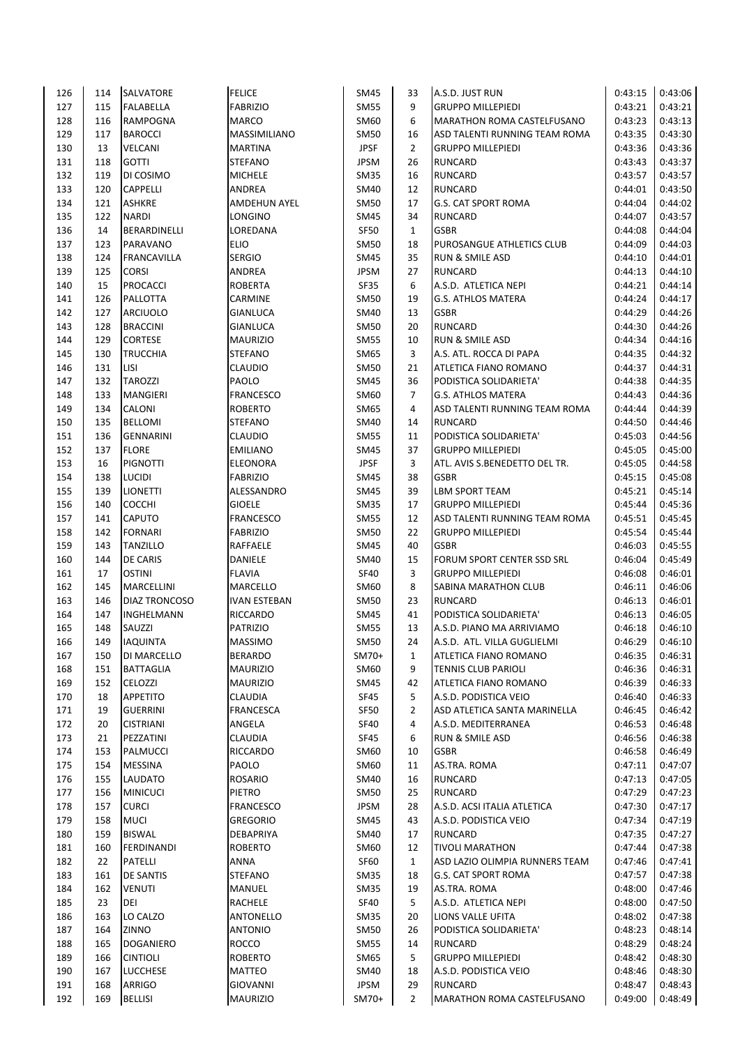| 126 | 114 | SALVATORE | FELICE | SM45 | 33 | A.S.D. JUST RUN | 0:43:15 | 0:43:06 |
|---|---|---|---|---|---|---|---|---|
| 127 | 115 | FALABELLA | FABRIZIO | SM55 | 9 | GRUPPO MILLEPIEDI | 0:43:21 | 0:43:21 |
| 128 | 116 | RAMPOGNA | MARCO | SM60 | 6 | MARATHON ROMA CASTELFUSANO | 0:43:23 | 0:43:13 |
| 129 | 117 | BAROCCI | MASSIMILIANO | SM50 | 16 | ASD TALENTI RUNNING TEAM ROMA | 0:43:35 | 0:43:30 |
| 130 | 13 | VELCANI | MARTINA | JPSF | 2 | GRUPPO MILLEPIEDI | 0:43:36 | 0:43:36 |
| 131 | 118 | GOTTI | STEFANO | JPSM | 26 | RUNCARD | 0:43:43 | 0:43:37 |
| 132 | 119 | DI COSIMO | MICHELE | SM35 | 16 | RUNCARD | 0:43:57 | 0:43:57 |
| 133 | 120 | CAPPELLI | ANDREA | SM40 | 12 | RUNCARD | 0:44:01 | 0:43:50 |
| 134 | 121 | ASHKRE | AMDEHUN AYEL | SM50 | 17 | G.S. CAT SPORT ROMA | 0:44:04 | 0:44:02 |
| 135 | 122 | NARDI | LONGINO | SM45 | 34 | RUNCARD | 0:44:07 | 0:43:57 |
| 136 | 14 | BERARDINELLI | LOREDANA | SF50 | 1 | GSBR | 0:44:08 | 0:44:04 |
| 137 | 123 | PARAVANO | ELIO | SM50 | 18 | PUROSANGUE ATHLETICS CLUB | 0:44:09 | 0:44:03 |
| 138 | 124 | FRANCAVILLA | SERGIO | SM45 | 35 | RUN & SMILE ASD | 0:44:10 | 0:44:01 |
| 139 | 125 | CORSI | ANDREA | JPSM | 27 | RUNCARD | 0:44:13 | 0:44:10 |
| 140 | 15 | PROCACCI | ROBERTA | SF35 | 6 | A.S.D. ATLETICA NEPI | 0:44:21 | 0:44:14 |
| 141 | 126 | PALLOTTA | CARMINE | SM50 | 19 | G.S. ATHLOS MATERA | 0:44:24 | 0:44:17 |
| 142 | 127 | ARCIUOLO | GIANLUCA | SM40 | 13 | GSBR | 0:44:29 | 0:44:26 |
| 143 | 128 | BRACCINI | GIANLUCA | SM50 | 20 | RUNCARD | 0:44:30 | 0:44:26 |
| 144 | 129 | CORTESE | MAURIZIO | SM55 | 10 | RUN & SMILE ASD | 0:44:34 | 0:44:16 |
| 145 | 130 | TRUCCHIA | STEFANO | SM65 | 3 | A.S. ATL. ROCCA DI PAPA | 0:44:35 | 0:44:32 |
| 146 | 131 | LISI | CLAUDIO | SM50 | 21 | ATLETICA FIANO ROMANO | 0:44:37 | 0:44:31 |
| 147 | 132 | TAROZZI | PAOLO | SM45 | 36 | PODISTICA SOLIDARIETA' | 0:44:38 | 0:44:35 |
| 148 | 133 | MANGIERI | FRANCESCO | SM60 | 7 | G.S. ATHLOS MATERA | 0:44:43 | 0:44:36 |
| 149 | 134 | CALONI | ROBERTO | SM65 | 4 | ASD TALENTI RUNNING TEAM ROMA | 0:44:44 | 0:44:39 |
| 150 | 135 | BELLOMI | STEFANO | SM40 | 14 | RUNCARD | 0:44:50 | 0:44:46 |
| 151 | 136 | GENNARINI | CLAUDIO | SM55 | 11 | PODISTICA SOLIDARIETA' | 0:45:03 | 0:44:56 |
| 152 | 137 | FLORE | EMILIANO | SM45 | 37 | GRUPPO MILLEPIEDI | 0:45:05 | 0:45:00 |
| 153 | 16 | PIGNOTTI | ELEONORA | JPSF | 3 | ATL. AVIS S.BENEDETTO DEL TR. | 0:45:05 | 0:44:58 |
| 154 | 138 | LUCIDI | FABRIZIO | SM45 | 38 | GSBR | 0:45:15 | 0:45:08 |
| 155 | 139 | LIONETTI | ALESSANDRO | SM45 | 39 | LBM SPORT TEAM | 0:45:21 | 0:45:14 |
| 156 | 140 | COCCHI | GIOELE | SM35 | 17 | GRUPPO MILLEPIEDI | 0:45:44 | 0:45:36 |
| 157 | 141 | CAPUTO | FRANCESCO | SM55 | 12 | ASD TALENTI RUNNING TEAM ROMA | 0:45:51 | 0:45:45 |
| 158 | 142 | FORNARI | FABRIZIO | SM50 | 22 | GRUPPO MILLEPIEDI | 0:45:54 | 0:45:44 |
| 159 | 143 | TANZILLO | RAFFAELE | SM45 | 40 | GSBR | 0:46:03 | 0:45:55 |
| 160 | 144 | DE CARIS | DANIELE | SM40 | 15 | FORUM SPORT CENTER SSD SRL | 0:46:04 | 0:45:49 |
| 161 | 17 | OSTINI | FLAVIA | SF40 | 3 | GRUPPO MILLEPIEDI | 0:46:08 | 0:46:01 |
| 162 | 145 | MARCELLINI | MARCELLO | SM60 | 8 | SABINA MARATHON CLUB | 0:46:11 | 0:46:06 |
| 163 | 146 | DIAZ TRONCOSO | IVAN ESTEBAN | SM50 | 23 | RUNCARD | 0:46:13 | 0:46:01 |
| 164 | 147 | INGHELMANN | RICCARDO | SM45 | 41 | PODISTICA SOLIDARIETA' | 0:46:13 | 0:46:05 |
| 165 | 148 | SAUZZI | PATRIZIO | SM55 | 13 | A.S.D. PIANO MA ARRIVIAMO | 0:46:18 | 0:46:10 |
| 166 | 149 | IAQUINTA | MASSIMO | SM50 | 24 | A.S.D. ATL. VILLA GUGLIELMI | 0:46:29 | 0:46:10 |
| 167 | 150 | DI MARCELLO | BERARDO | SM70+ | 1 | ATLETICA FIANO ROMANO | 0:46:35 | 0:46:31 |
| 168 | 151 | BATTAGLIA | MAURIZIO | SM60 | 9 | TENNIS CLUB PARIOLI | 0:46:36 | 0:46:31 |
| 169 | 152 | CELOZZI | MAURIZIO | SM45 | 42 | ATLETICA FIANO ROMANO | 0:46:39 | 0:46:33 |
| 170 | 18 | APPETITO | CLAUDIA | SF45 | 5 | A.S.D. PODISTICA VEIO | 0:46:40 | 0:46:33 |
| 171 | 19 | GUERRINI | FRANCESCA | SF50 | 2 | ASD ATLETICA SANTA MARINELLA | 0:46:45 | 0:46:42 |
| 172 | 20 | CISTRIANI | ANGELA | SF40 | 4 | A.S.D. MEDITERRANEA | 0:46:53 | 0:46:48 |
| 173 | 21 | PEZZATINI | CLAUDIA | SF45 | 6 | RUN & SMILE ASD | 0:46:56 | 0:46:38 |
| 174 | 153 | PALMUCCI | RICCARDO | SM60 | 10 | GSBR | 0:46:58 | 0:46:49 |
| 175 | 154 | MESSINA | PAOLO | SM60 | 11 | AS.TRA. ROMA | 0:47:11 | 0:47:07 |
| 176 | 155 | LAUDATO | ROSARIO | SM40 | 16 | RUNCARD | 0:47:13 | 0:47:05 |
| 177 | 156 | MINICUCI | PIETRO | SM50 | 25 | RUNCARD | 0:47:29 | 0:47:23 |
| 178 | 157 | CURCI | FRANCESCO | JPSM | 28 | A.S.D. ACSI ITALIA ATLETICA | 0:47:30 | 0:47:17 |
| 179 | 158 | MUCI | GREGORIO | SM45 | 43 | A.S.D. PODISTICA VEIO | 0:47:34 | 0:47:19 |
| 180 | 159 | BISWAL | DEBAPRIYA | SM40 | 17 | RUNCARD | 0:47:35 | 0:47:27 |
| 181 | 160 | FERDINANDI | ROBERTO | SM60 | 12 | TIVOLI MARATHON | 0:47:44 | 0:47:38 |
| 182 | 22 | PATELLI | ANNA | SF60 | 1 | ASD LAZIO OLIMPIA RUNNERS TEAM | 0:47:46 | 0:47:41 |
| 183 | 161 | DE SANTIS | STEFANO | SM35 | 18 | G.S. CAT SPORT ROMA | 0:47:57 | 0:47:38 |
| 184 | 162 | VENUTI | MANUEL | SM35 | 19 | AS.TRA. ROMA | 0:48:00 | 0:47:46 |
| 185 | 23 | DEI | RACHELE | SF40 | 5 | A.S.D. ATLETICA NEPI | 0:48:00 | 0:47:50 |
| 186 | 163 | LO CALZO | ANTONELLO | SM35 | 20 | LIONS VALLE UFITA | 0:48:02 | 0:47:38 |
| 187 | 164 | ZINNO | ANTONIO | SM50 | 26 | PODISTICA SOLIDARIETA' | 0:48:23 | 0:48:14 |
| 188 | 165 | DOGANIERO | ROCCO | SM55 | 14 | RUNCARD | 0:48:29 | 0:48:24 |
| 189 | 166 | CINTIOLI | ROBERTO | SM65 | 5 | GRUPPO MILLEPIEDI | 0:48:42 | 0:48:30 |
| 190 | 167 | LUCCHESE | MATTEO | SM40 | 18 | A.S.D. PODISTICA VEIO | 0:48:46 | 0:48:30 |
| 191 | 168 | ARRIGO | GIOVANNI | JPSM | 29 | RUNCARD | 0:48:47 | 0:48:43 |
| 192 | 169 | BELLISI | MAURIZIO | SM70+ | 2 | MARATHON ROMA CASTELFUSANO | 0:49:00 | 0:48:49 |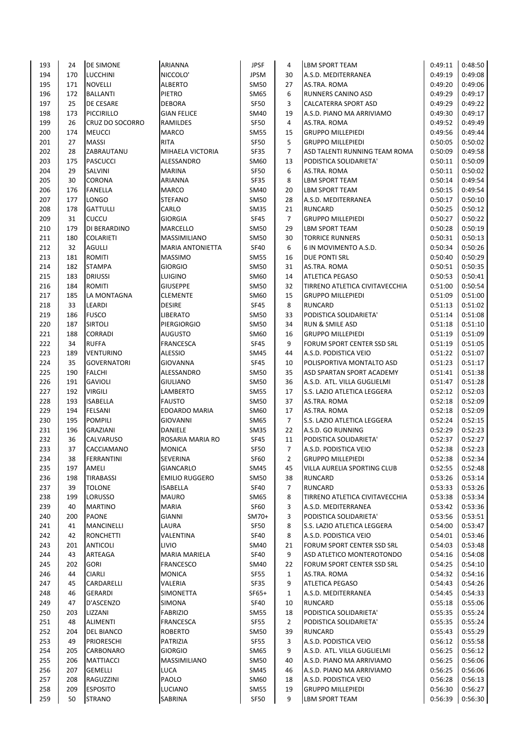| | | | | | | | | |
|---|---|---|---|---|---|---|---|---|
| 193 | 24 | DE SIMONE | ARIANNA | JPSF | 4 | LBM SPORT TEAM | 0:49:11 | 0:48:50 |
| 194 | 170 | LUCCHINI | NICCOLO' | JPSM | 30 | A.S.D. MEDITERRANEA | 0:49:19 | 0:49:08 |
| 195 | 171 | NOVELLI | ALBERTO | SM50 | 27 | AS.TRA. ROMA | 0:49:20 | 0:49:06 |
| 196 | 172 | BALLANTI | PIETRO | SM65 | 6 | RUNNERS CANINO ASD | 0:49:29 | 0:49:17 |
| 197 | 25 | DE CESARE | DEBORA | SF50 | 3 | CALCATERRA SPORT ASD | 0:49:29 | 0:49:22 |
| 198 | 173 | PICCIRILLO | GIAN FELICE | SM40 | 19 | A.S.D. PIANO MA ARRIVIAMO | 0:49:30 | 0:49:17 |
| 199 | 26 | CRUZ DO SOCORRO | RAMILDES | SF50 | 4 | AS.TRA. ROMA | 0:49:52 | 0:49:49 |
| 200 | 174 | MEUCCI | MARCO | SM55 | 15 | GRUPPO MILLEPIEDI | 0:49:56 | 0:49:44 |
| 201 | 27 | MASSI | RITA | SF50 | 5 | GRUPPO MILLEPIEDI | 0:50:05 | 0:50:02 |
| 202 | 28 | ZABRAUTANU | MIHAELA VICTORIA | SF35 | 7 | ASD TALENTI RUNNING TEAM ROMA | 0:50:09 | 0:49:58 |
| 203 | 175 | PASCUCCI | ALESSANDRO | SM60 | 13 | PODISTICA SOLIDARIETA' | 0:50:11 | 0:50:09 |
| 204 | 29 | SALVINI | MARINA | SF50 | 6 | AS.TRA. ROMA | 0:50:11 | 0:50:02 |
| 205 | 30 | CORONA | ARIANNA | SF35 | 8 | LBM SPORT TEAM | 0:50:14 | 0:49:54 |
| 206 | 176 | FANELLA | MARCO | SM40 | 20 | LBM SPORT TEAM | 0:50:15 | 0:49:54 |
| 207 | 177 | LONGO | STEFANO | SM50 | 28 | A.S.D. MEDITERRANEA | 0:50:17 | 0:50:10 |
| 208 | 178 | GATTULLI | CARLO | SM35 | 21 | RUNCARD | 0:50:25 | 0:50:12 |
| 209 | 31 | CUCCU | GIORGIA | SF45 | 7 | GRUPPO MILLEPIEDI | 0:50:27 | 0:50:22 |
| 210 | 179 | DI BERARDINO | MARCELLO | SM50 | 29 | LBM SPORT TEAM | 0:50:28 | 0:50:19 |
| 211 | 180 | COLARIETI | MASSIMILIANO | SM50 | 30 | TORRICE RUNNERS | 0:50:31 | 0:50:13 |
| 212 | 32 | AGULLI | MARIA ANTONIETTA | SF40 | 6 | 6 IN MOVIMENTO A.S.D. | 0:50:34 | 0:50:26 |
| 213 | 181 | ROMITI | MASSIMO | SM55 | 16 | DUE PONTI SRL | 0:50:40 | 0:50:29 |
| 214 | 182 | STAMPA | GIORGIO | SM50 | 31 | AS.TRA. ROMA | 0:50:51 | 0:50:35 |
| 215 | 183 | DRIUSSI | LUIGINO | SM60 | 14 | ATLETICA PEGASO | 0:50:53 | 0:50:41 |
| 216 | 184 | ROMITI | GIUSEPPE | SM50 | 32 | TIRRENO ATLETICA CIVITAVECCHIA | 0:51:00 | 0:50:54 |
| 217 | 185 | LA MONTAGNA | CLEMENTE | SM60 | 15 | GRUPPO MILLEPIEDI | 0:51:09 | 0:51:00 |
| 218 | 33 | LEARDI | DESIRE | SF45 | 8 | RUNCARD | 0:51:13 | 0:51:02 |
| 219 | 186 | FUSCO | LIBERATO | SM50 | 33 | PODISTICA SOLIDARIETA' | 0:51:14 | 0:51:08 |
| 220 | 187 | SIRTOLI | PIERGIORGIO | SM50 | 34 | RUN & SMILE ASD | 0:51:18 | 0:51:10 |
| 221 | 188 | CORRADI | AUGUSTO | SM60 | 16 | GRUPPO MILLEPIEDI | 0:51:19 | 0:51:09 |
| 222 | 34 | RUFFA | FRANCESCA | SF45 | 9 | FORUM SPORT CENTER SSD SRL | 0:51:19 | 0:51:05 |
| 223 | 189 | VENTURINO | ALESSIO | SM45 | 44 | A.S.D. PODISTICA VEIO | 0:51:22 | 0:51:07 |
| 224 | 35 | GOVERNATORI | GIOVANNA | SF45 | 10 | POLISPORTIVA MONTALTO ASD | 0:51:23 | 0:51:17 |
| 225 | 190 | FALCHI | ALESSANDRO | SM50 | 35 | ASD SPARTAN SPORT ACADEMY | 0:51:41 | 0:51:38 |
| 226 | 191 | GAVIOLI | GIULIANO | SM50 | 36 | A.S.D. ATL. VILLA GUGLIELMI | 0:51:47 | 0:51:28 |
| 227 | 192 | VIRGILI | LAMBERTO | SM55 | 17 | S.S. LAZIO ATLETICA LEGGERA | 0:52:12 | 0:52:03 |
| 228 | 193 | ISABELLA | FAUSTO | SM50 | 37 | AS.TRA. ROMA | 0:52:18 | 0:52:09 |
| 229 | 194 | FELSANI | EDOARDO MARIA | SM60 | 17 | AS.TRA. ROMA | 0:52:18 | 0:52:09 |
| 230 | 195 | POMPILI | GIOVANNI | SM65 | 7 | S.S. LAZIO ATLETICA LEGGERA | 0:52:24 | 0:52:15 |
| 231 | 196 | GRAZIANI | DANIELE | SM35 | 22 | A.S.D. GO RUNNING | 0:52:29 | 0:52:23 |
| 232 | 36 | CALVARUSO | ROSARIA MARIA RO | SF45 | 11 | PODISTICA SOLIDARIETA' | 0:52:37 | 0:52:27 |
| 233 | 37 | CACCIAMANO | MONICA | SF50 | 7 | A.S.D. PODISTICA VEIO | 0:52:38 | 0:52:23 |
| 234 | 38 | FERRANTINI | SEVERINA | SF60 | 2 | GRUPPO MILLEPIEDI | 0:52:38 | 0:52:34 |
| 235 | 197 | AMELI | GIANCARLO | SM45 | 45 | VILLA AURELIA SPORTING CLUB | 0:52:55 | 0:52:48 |
| 236 | 198 | TIRABASSI | EMILIO RUGGERO | SM50 | 38 | RUNCARD | 0:53:26 | 0:53:14 |
| 237 | 39 | TOLONE | ISABELLA | SF40 | 7 | RUNCARD | 0:53:33 | 0:53:26 |
| 238 | 199 | LORUSSO | MAURO | SM65 | 8 | TIRRENO ATLETICA CIVITAVECCHIA | 0:53:38 | 0:53:34 |
| 239 | 40 | MARTINO | MARIA | SF60 | 3 | A.S.D. MEDITERRANEA | 0:53:42 | 0:53:36 |
| 240 | 200 | PAONE | GIANNI | SM70+ | 3 | PODISTICA SOLIDARIETA' | 0:53:56 | 0:53:51 |
| 241 | 41 | MANCINELLI | LAURA | SF50 | 8 | S.S. LAZIO ATLETICA LEGGERA | 0:54:00 | 0:53:47 |
| 242 | 42 | RONCHETTI | VALENTINA | SF40 | 8 | A.S.D. PODISTICA VEIO | 0:54:01 | 0:53:46 |
| 243 | 201 | ANTICOLI | LIVIO | SM40 | 21 | FORUM SPORT CENTER SSD SRL | 0:54:03 | 0:53:48 |
| 244 | 43 | ARTEAGA | MARIA MARIELA | SF40 | 9 | ASD ATLETICO MONTEROTONDO | 0:54:16 | 0:54:08 |
| 245 | 202 | GORI | FRANCESCO | SM40 | 22 | FORUM SPORT CENTER SSD SRL | 0:54:25 | 0:54:10 |
| 246 | 44 | CIARLI | MONICA | SF55 | 1 | AS.TRA. ROMA | 0:54:32 | 0:54:16 |
| 247 | 45 | CARDARELLI | VALERIA | SF35 | 9 | ATLETICA PEGASO | 0:54:43 | 0:54:26 |
| 248 | 46 | GERARDI | SIMONETTA | SF65+ | 1 | A.S.D. MEDITERRANEA | 0:54:45 | 0:54:33 |
| 249 | 47 | D'ASCENZO | SIMONA | SF40 | 10 | RUNCARD | 0:55:18 | 0:55:06 |
| 250 | 203 | LIZZANI | FABRIZIO | SM55 | 18 | PODISTICA SOLIDARIETA' | 0:55:35 | 0:55:24 |
| 251 | 48 | ALIMENTI | FRANCESCA | SF55 | 2 | PODISTICA SOLIDARIETA' | 0:55:35 | 0:55:24 |
| 252 | 204 | DEL BIANCO | ROBERTO | SM50 | 39 | RUNCARD | 0:55:43 | 0:55:29 |
| 253 | 49 | PRIORESCHI | PATRIZIA | SF55 | 3 | A.S.D. PODISTICA VEIO | 0:56:12 | 0:55:58 |
| 254 | 205 | CARBONARO | GIORGIO | SM65 | 9 | A.S.D. ATL. VILLA GUGLIELMI | 0:56:25 | 0:56:12 |
| 255 | 206 | MATTIACCI | MASSIMILIANO | SM50 | 40 | A.S.D. PIANO MA ARRIVIAMO | 0:56:25 | 0:56:06 |
| 256 | 207 | GEMELLI | LUCA | SM45 | 46 | A.S.D. PIANO MA ARRIVIAMO | 0:56:25 | 0:56:06 |
| 257 | 208 | RAGUZZINI | PAOLO | SM60 | 18 | A.S.D. PODISTICA VEIO | 0:56:28 | 0:56:13 |
| 258 | 209 | ESPOSITO | LUCIANO | SM55 | 19 | GRUPPO MILLEPIEDI | 0:56:30 | 0:56:27 |
| 259 | 50 | STRANO | SABRINA | SF50 | 9 | LBM SPORT TEAM | 0:56:39 | 0:56:30 |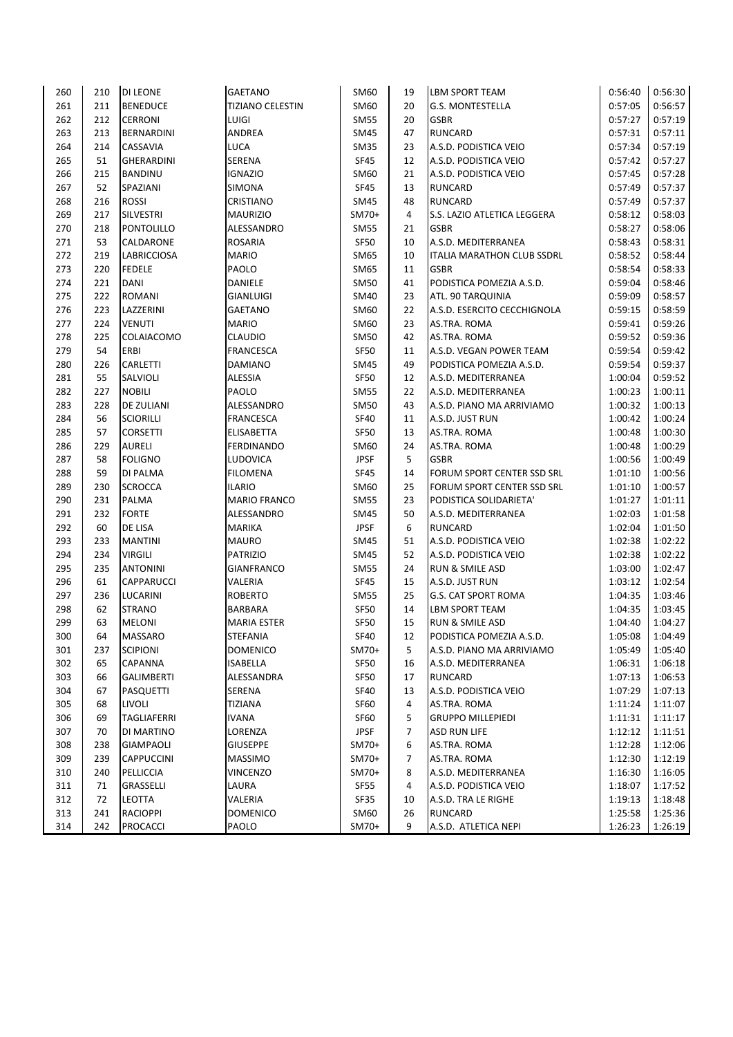| | | | | | | | | |
|---|---|---|---|---|---|---|---|---|
| 260 | 210 | DI LEONE | GAETANO | SM60 | 19 | LBM SPORT TEAM | 0:56:40 | 0:56:30 |
| 261 | 211 | BENEDUCE | TIZIANO CELESTIN | SM60 | 20 | G.S. MONTESTELLA | 0:57:05 | 0:56:57 |
| 262 | 212 | CERRONI | LUIGI | SM55 | 20 | GSBR | 0:57:27 | 0:57:19 |
| 263 | 213 | BERNARDINI | ANDREA | SM45 | 47 | RUNCARD | 0:57:31 | 0:57:11 |
| 264 | 214 | CASSAVIA | LUCA | SM35 | 23 | A.S.D. PODISTICA VEIO | 0:57:34 | 0:57:19 |
| 265 | 51 | GHERARDINI | SERENA | SF45 | 12 | A.S.D. PODISTICA VEIO | 0:57:42 | 0:57:27 |
| 266 | 215 | BANDINU | IGNAZIO | SM60 | 21 | A.S.D. PODISTICA VEIO | 0:57:45 | 0:57:28 |
| 267 | 52 | SPAZIANI | SIMONA | SF45 | 13 | RUNCARD | 0:57:49 | 0:57:37 |
| 268 | 216 | ROSSI | CRISTIANO | SM45 | 48 | RUNCARD | 0:57:49 | 0:57:37 |
| 269 | 217 | SILVESTRI | MAURIZIO | SM70+ | 4 | S.S. LAZIO ATLETICA LEGGERA | 0:58:12 | 0:58:03 |
| 270 | 218 | PONTOLILLO | ALESSANDRO | SM55 | 21 | GSBR | 0:58:27 | 0:58:06 |
| 271 | 53 | CALDARONE | ROSARIA | SF50 | 10 | A.S.D. MEDITERRANEA | 0:58:43 | 0:58:31 |
| 272 | 219 | LABRICCIOSA | MARIO | SM65 | 10 | ITALIA MARATHON CLUB SSDRL | 0:58:52 | 0:58:44 |
| 273 | 220 | FEDELE | PAOLO | SM65 | 11 | GSBR | 0:58:54 | 0:58:33 |
| 274 | 221 | DANI | DANIELE | SM50 | 41 | PODISTICA POMEZIA A.S.D. | 0:59:04 | 0:58:46 |
| 275 | 222 | ROMANI | GIANLUIGI | SM40 | 23 | ATL. 90 TARQUINIA | 0:59:09 | 0:58:57 |
| 276 | 223 | LAZZERINI | GAETANO | SM60 | 22 | A.S.D. ESERCITO CECCHIGNOLA | 0:59:15 | 0:58:59 |
| 277 | 224 | VENUTI | MARIO | SM60 | 23 | AS.TRA. ROMA | 0:59:41 | 0:59:26 |
| 278 | 225 | COLAIACOMO | CLAUDIO | SM50 | 42 | AS.TRA. ROMA | 0:59:52 | 0:59:36 |
| 279 | 54 | ERBI | FRANCESCA | SF50 | 11 | A.S.D. VEGAN POWER TEAM | 0:59:54 | 0:59:42 |
| 280 | 226 | CARLETTI | DAMIANO | SM45 | 49 | PODISTICA POMEZIA A.S.D. | 0:59:54 | 0:59:37 |
| 281 | 55 | SALVIOLI | ALESSIA | SF50 | 12 | A.S.D. MEDITERRANEA | 1:00:04 | 0:59:52 |
| 282 | 227 | NOBILI | PAOLO | SM55 | 22 | A.S.D. MEDITERRANEA | 1:00:23 | 1:00:11 |
| 283 | 228 | DE ZULIANI | ALESSANDRO | SM50 | 43 | A.S.D. PIANO MA ARRIVIAMO | 1:00:32 | 1:00:13 |
| 284 | 56 | SCIORILLI | FRANCESCA | SF40 | 11 | A.S.D. JUST RUN | 1:00:42 | 1:00:24 |
| 285 | 57 | CORSETTI | ELISABETTA | SF50 | 13 | AS.TRA. ROMA | 1:00:48 | 1:00:30 |
| 286 | 229 | AURELI | FERDINANDO | SM60 | 24 | AS.TRA. ROMA | 1:00:48 | 1:00:29 |
| 287 | 58 | FOLIGNO | LUDOVICA | JPSF | 5 | GSBR | 1:00:56 | 1:00:49 |
| 288 | 59 | DI PALMA | FILOMENA | SF45 | 14 | FORUM SPORT CENTER SSD SRL | 1:01:10 | 1:00:56 |
| 289 | 230 | SCROCCA | ILARIO | SM60 | 25 | FORUM SPORT CENTER SSD SRL | 1:01:10 | 1:00:57 |
| 290 | 231 | PALMA | MARIO FRANCO | SM55 | 23 | PODISTICA SOLIDARIETA' | 1:01:27 | 1:01:11 |
| 291 | 232 | FORTE | ALESSANDRO | SM45 | 50 | A.S.D. MEDITERRANEA | 1:02:03 | 1:01:58 |
| 292 | 60 | DE LISA | MARIKA | JPSF | 6 | RUNCARD | 1:02:04 | 1:01:50 |
| 293 | 233 | MANTINI | MAURO | SM45 | 51 | A.S.D. PODISTICA VEIO | 1:02:38 | 1:02:22 |
| 294 | 234 | VIRGILI | PATRIZIO | SM45 | 52 | A.S.D. PODISTICA VEIO | 1:02:38 | 1:02:22 |
| 295 | 235 | ANTONINI | GIANFRANCO | SM55 | 24 | RUN & SMILE ASD | 1:03:00 | 1:02:47 |
| 296 | 61 | CAPPARUCCI | VALERIA | SF45 | 15 | A.S.D. JUST RUN | 1:03:12 | 1:02:54 |
| 297 | 236 | LUCARINI | ROBERTO | SM55 | 25 | G.S. CAT SPORT ROMA | 1:04:35 | 1:03:46 |
| 298 | 62 | STRANO | BARBARA | SF50 | 14 | LBM SPORT TEAM | 1:04:35 | 1:03:45 |
| 299 | 63 | MELONI | MARIA ESTER | SF50 | 15 | RUN & SMILE ASD | 1:04:40 | 1:04:27 |
| 300 | 64 | MASSARO | STEFANIA | SF40 | 12 | PODISTICA POMEZIA A.S.D. | 1:05:08 | 1:04:49 |
| 301 | 237 | SCIPIONI | DOMENICO | SM70+ | 5 | A.S.D. PIANO MA ARRIVIAMO | 1:05:49 | 1:05:40 |
| 302 | 65 | CAPANNA | ISABELLA | SF50 | 16 | A.S.D. MEDITERRANEA | 1:06:31 | 1:06:18 |
| 303 | 66 | GALIMBERTI | ALESSANDRA | SF50 | 17 | RUNCARD | 1:07:13 | 1:06:53 |
| 304 | 67 | PASQUETTI | SERENA | SF40 | 13 | A.S.D. PODISTICA VEIO | 1:07:29 | 1:07:13 |
| 305 | 68 | LIVOLI | TIZIANA | SF60 | 4 | AS.TRA. ROMA | 1:11:24 | 1:11:07 |
| 306 | 69 | TAGLIAFERRI | IVANA | SF60 | 5 | GRUPPO MILLEPIEDI | 1:11:31 | 1:11:17 |
| 307 | 70 | DI MARTINO | LORENZA | JPSF | 7 | ASD RUN LIFE | 1:12:12 | 1:11:51 |
| 308 | 238 | GIAMPAOLI | GIUSEPPE | SM70+ | 6 | AS.TRA. ROMA | 1:12:28 | 1:12:06 |
| 309 | 239 | CAPPUCCINI | MASSIMO | SM70+ | 7 | AS.TRA. ROMA | 1:12:30 | 1:12:19 |
| 310 | 240 | PELLICCIA | VINCENZO | SM70+ | 8 | A.S.D. MEDITERRANEA | 1:16:30 | 1:16:05 |
| 311 | 71 | GRASSELLI | LAURA | SF55 | 4 | A.S.D. PODISTICA VEIO | 1:18:07 | 1:17:52 |
| 312 | 72 | LEOTTA | VALERIA | SF35 | 10 | A.S.D. TRA LE RIGHE | 1:19:13 | 1:18:48 |
| 313 | 241 | RACIOPPI | DOMENICO | SM60 | 26 | RUNCARD | 1:25:58 | 1:25:36 |
| 314 | 242 | PROCACCI | PAOLO | SM70+ | 9 | A.S.D. ATLETICA NEPI | 1:26:23 | 1:26:19 |